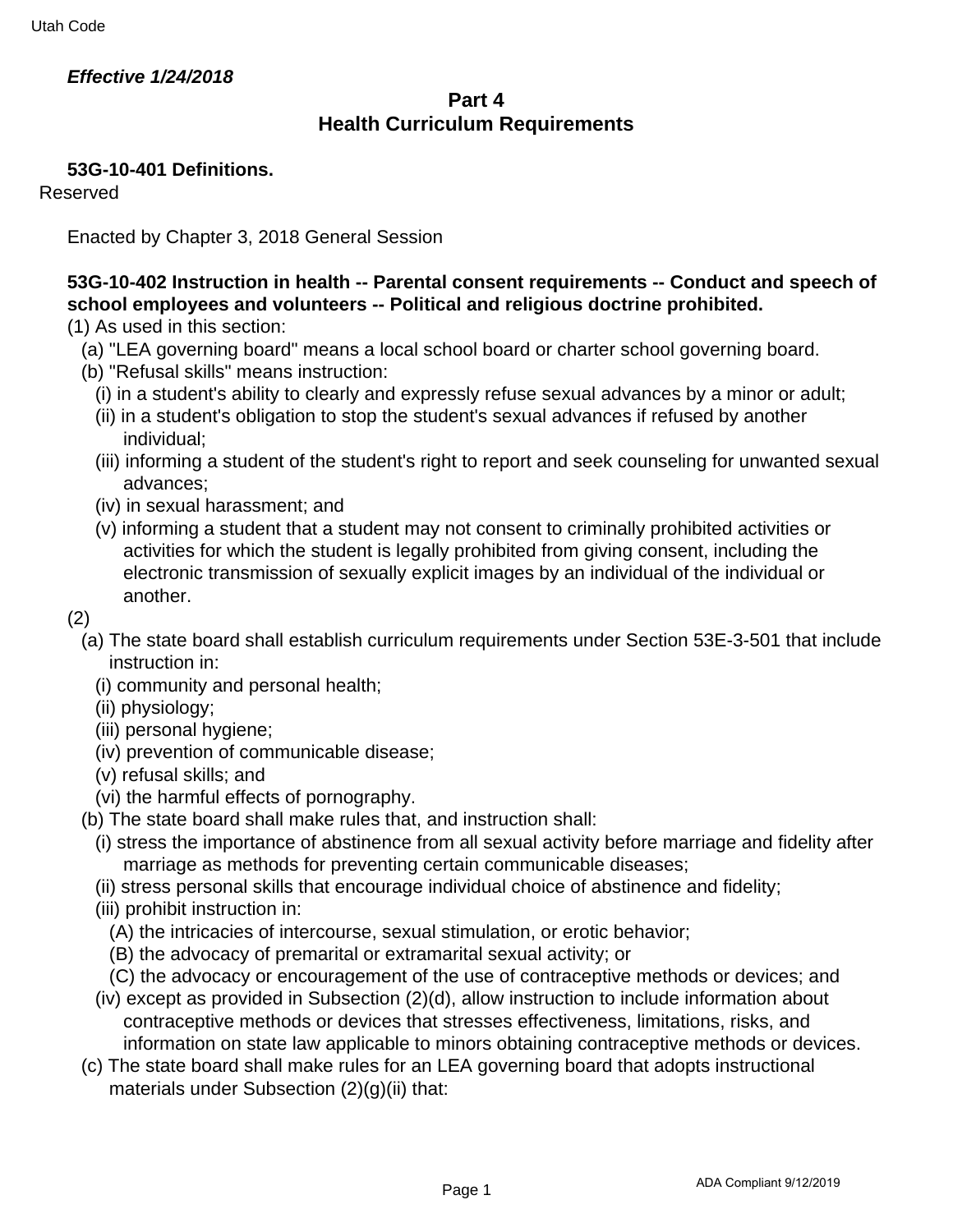***Effective 1/24/2018***

## Part 4
## Health Curriculum Requirements

**53G-10-401 Definitions.**

Reserved

Enacted by Chapter 3, 2018 General Session

**53G-10-402 Instruction in health -- Parental consent requirements -- Conduct and speech of school employees and volunteers -- Political and religious doctrine prohibited.**

(1) As used in this section:

(a) "LEA governing board" means a local school board or charter school governing board.

(b) "Refusal skills" means instruction:

(i) in a student's ability to clearly and expressly refuse sexual advances by a minor or adult;

(ii) in a student's obligation to stop the student's sexual advances if refused by another individual;

(iii) informing a student of the student's right to report and seek counseling for unwanted sexual advances;

(iv) in sexual harassment; and

(v) informing a student that a student may not consent to criminally prohibited activities or activities for which the student is legally prohibited from giving consent, including the electronic transmission of sexually explicit images by an individual of the individual or another.

(2)

(a) The state board shall establish curriculum requirements under Section 53E-3-501 that include instruction in:

(i) community and personal health;

(ii) physiology;

(iii) personal hygiene;

(iv) prevention of communicable disease;

(v) refusal skills; and

(vi) the harmful effects of pornography.

(b) The state board shall make rules that, and instruction shall:

(i) stress the importance of abstinence from all sexual activity before marriage and fidelity after marriage as methods for preventing certain communicable diseases;

(ii) stress personal skills that encourage individual choice of abstinence and fidelity;

(iii) prohibit instruction in:

(A) the intricacies of intercourse, sexual stimulation, or erotic behavior;

(B) the advocacy of premarital or extramarital sexual activity; or

(C) the advocacy or encouragement of the use of contraceptive methods or devices; and

(iv) except as provided in Subsection (2)(d), allow instruction to include information about contraceptive methods or devices that stresses effectiveness, limitations, risks, and information on state law applicable to minors obtaining contraceptive methods or devices.

(c) The state board shall make rules for an LEA governing board that adopts instructional materials under Subsection (2)(g)(ii) that: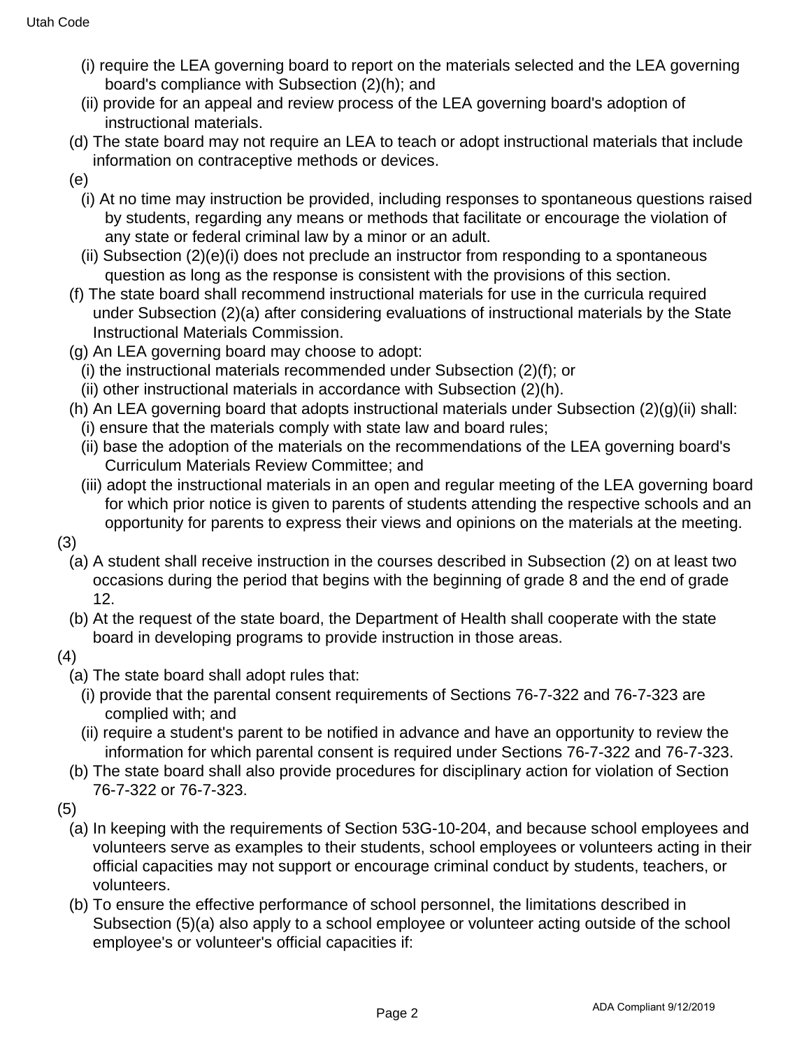(i) require the LEA governing board to report on the materials selected and the LEA governing board's compliance with Subsection (2)(h); and

(ii) provide for an appeal and review process of the LEA governing board's adoption of instructional materials.

(d) The state board may not require an LEA to teach or adopt instructional materials that include information on contraceptive methods or devices.

(e)

(i) At no time may instruction be provided, including responses to spontaneous questions raised by students, regarding any means or methods that facilitate or encourage the violation of any state or federal criminal law by a minor or an adult.

(ii) Subsection (2)(e)(i) does not preclude an instructor from responding to a spontaneous question as long as the response is consistent with the provisions of this section.

(f) The state board shall recommend instructional materials for use in the curricula required under Subsection (2)(a) after considering evaluations of instructional materials by the State Instructional Materials Commission.

(g) An LEA governing board may choose to adopt:

(i) the instructional materials recommended under Subsection (2)(f); or

(ii) other instructional materials in accordance with Subsection (2)(h).

(h) An LEA governing board that adopts instructional materials under Subsection (2)(g)(ii) shall:

(i) ensure that the materials comply with state law and board rules;

(ii) base the adoption of the materials on the recommendations of the LEA governing board's Curriculum Materials Review Committee; and

(iii) adopt the instructional materials in an open and regular meeting of the LEA governing board for which prior notice is given to parents of students attending the respective schools and an opportunity for parents to express their views and opinions on the materials at the meeting.

(3)

(a) A student shall receive instruction in the courses described in Subsection (2) on at least two occasions during the period that begins with the beginning of grade 8 and the end of grade 12.

(b) At the request of the state board, the Department of Health shall cooperate with the state board in developing programs to provide instruction in those areas.

(4)

(a) The state board shall adopt rules that:

(i) provide that the parental consent requirements of Sections 76-7-322 and 76-7-323 are complied with; and

(ii) require a student's parent to be notified in advance and have an opportunity to review the information for which parental consent is required under Sections 76-7-322 and 76-7-323.

(b) The state board shall also provide procedures for disciplinary action for violation of Section 76-7-322 or 76-7-323.

(5)

(a) In keeping with the requirements of Section 53G-10-204, and because school employees and volunteers serve as examples to their students, school employees or volunteers acting in their official capacities may not support or encourage criminal conduct by students, teachers, or volunteers.

(b) To ensure the effective performance of school personnel, the limitations described in Subsection (5)(a) also apply to a school employee or volunteer acting outside of the school employee's or volunteer's official capacities if: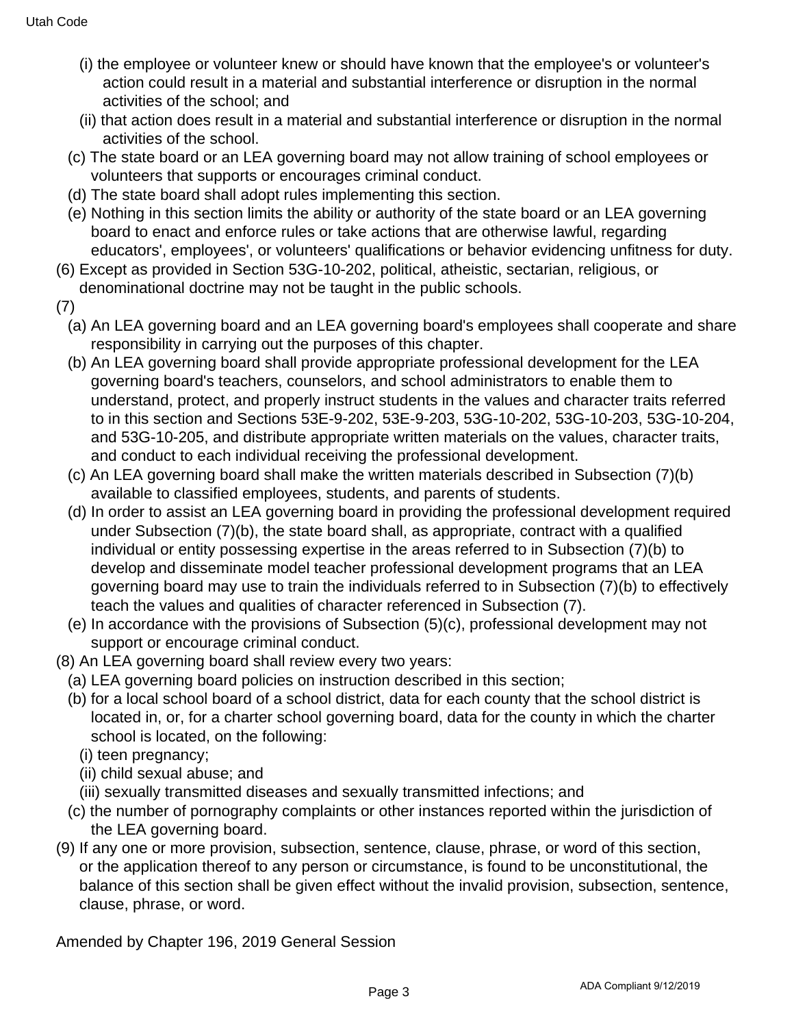(i) the employee or volunteer knew or should have known that the employee's or volunteer's action could result in a material and substantial interference or disruption in the normal activities of the school; and

(ii) that action does result in a material and substantial interference or disruption in the normal activities of the school.

(c) The state board or an LEA governing board may not allow training of school employees or volunteers that supports or encourages criminal conduct.

(d) The state board shall adopt rules implementing this section.

(e) Nothing in this section limits the ability or authority of the state board or an LEA governing board to enact and enforce rules or take actions that are otherwise lawful, regarding educators', employees', or volunteers' qualifications or behavior evidencing unfitness for duty.

(6) Except as provided in Section 53G-10-202, political, atheistic, sectarian, religious, or denominational doctrine may not be taught in the public schools.

(7)

(a) An LEA governing board and an LEA governing board's employees shall cooperate and share responsibility in carrying out the purposes of this chapter.

(b) An LEA governing board shall provide appropriate professional development for the LEA governing board's teachers, counselors, and school administrators to enable them to understand, protect, and properly instruct students in the values and character traits referred to in this section and Sections 53E-9-202, 53E-9-203, 53G-10-202, 53G-10-203, 53G-10-204, and 53G-10-205, and distribute appropriate written materials on the values, character traits, and conduct to each individual receiving the professional development.

(c) An LEA governing board shall make the written materials described in Subsection (7)(b) available to classified employees, students, and parents of students.

(d) In order to assist an LEA governing board in providing the professional development required under Subsection (7)(b), the state board shall, as appropriate, contract with a qualified individual or entity possessing expertise in the areas referred to in Subsection (7)(b) to develop and disseminate model teacher professional development programs that an LEA governing board may use to train the individuals referred to in Subsection (7)(b) to effectively teach the values and qualities of character referenced in Subsection (7).

(e) In accordance with the provisions of Subsection (5)(c), professional development may not support or encourage criminal conduct.

(8) An LEA governing board shall review every two years:

(a) LEA governing board policies on instruction described in this section;

(b) for a local school board of a school district, data for each county that the school district is located in, or, for a charter school governing board, data for the county in which the charter school is located, on the following:

(i) teen pregnancy;

(ii) child sexual abuse; and

(iii) sexually transmitted diseases and sexually transmitted infections; and

(c) the number of pornography complaints or other instances reported within the jurisdiction of the LEA governing board.

(9) If any one or more provision, subsection, sentence, clause, phrase, or word of this section, or the application thereof to any person or circumstance, is found to be unconstitutional, the balance of this section shall be given effect without the invalid provision, subsection, sentence, clause, phrase, or word.

Amended by Chapter 196, 2019 General Session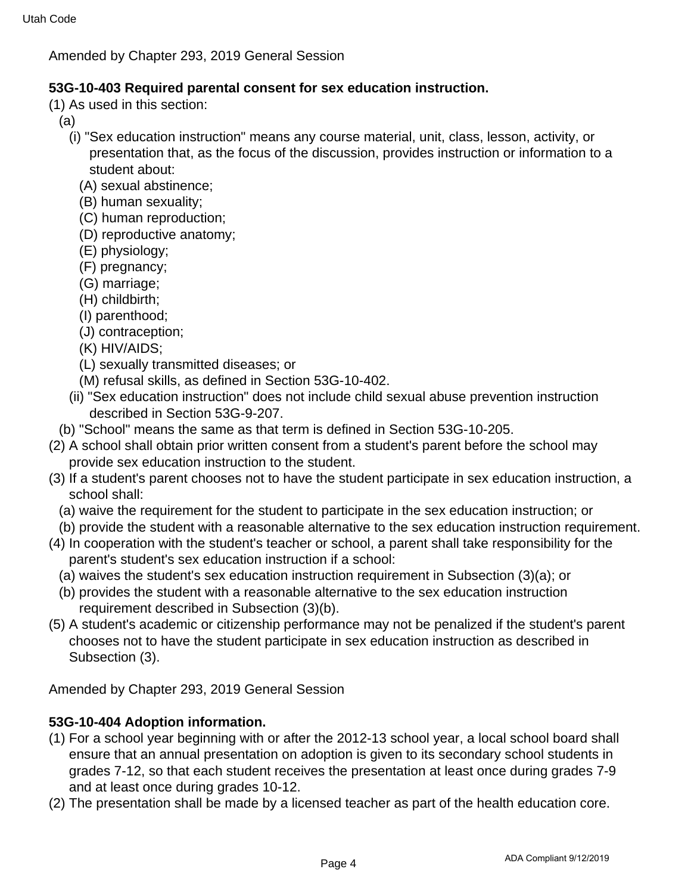Amended by Chapter 293, 2019 General Session

**53G-10-403 Required parental consent for sex education instruction.**

(1) As used in this section:

(a)

(i) "Sex education instruction" means any course material, unit, class, lesson, activity, or presentation that, as the focus of the discussion, provides instruction or information to a student about:

(A) sexual abstinence;

(B) human sexuality;

(C) human reproduction;

(D) reproductive anatomy;

(E) physiology;

(F) pregnancy;

(G) marriage;

(H) childbirth;

(I) parenthood;

(J) contraception;

(K) HIV/AIDS;

(L) sexually transmitted diseases; or

(M) refusal skills, as defined in Section 53G-10-402.

(ii) "Sex education instruction" does not include child sexual abuse prevention instruction described in Section 53G-9-207.

(b) "School" means the same as that term is defined in Section 53G-10-205.

(2) A school shall obtain prior written consent from a student's parent before the school may provide sex education instruction to the student.

(3) If a student's parent chooses not to have the student participate in sex education instruction, a school shall:

(a) waive the requirement for the student to participate in the sex education instruction; or

(b) provide the student with a reasonable alternative to the sex education instruction requirement.

(4) In cooperation with the student's teacher or school, a parent shall take responsibility for the parent's student's sex education instruction if a school:

(a) waives the student's sex education instruction requirement in Subsection (3)(a); or

(b) provides the student with a reasonable alternative to the sex education instruction requirement described in Subsection (3)(b).

(5) A student's academic or citizenship performance may not be penalized if the student's parent chooses not to have the student participate in sex education instruction as described in Subsection (3).

Amended by Chapter 293, 2019 General Session

**53G-10-404 Adoption information.**

(1) For a school year beginning with or after the 2012-13 school year, a local school board shall ensure that an annual presentation on adoption is given to its secondary school students in grades 7-12, so that each student receives the presentation at least once during grades 7-9 and at least once during grades 10-12.

(2) The presentation shall be made by a licensed teacher as part of the health education core.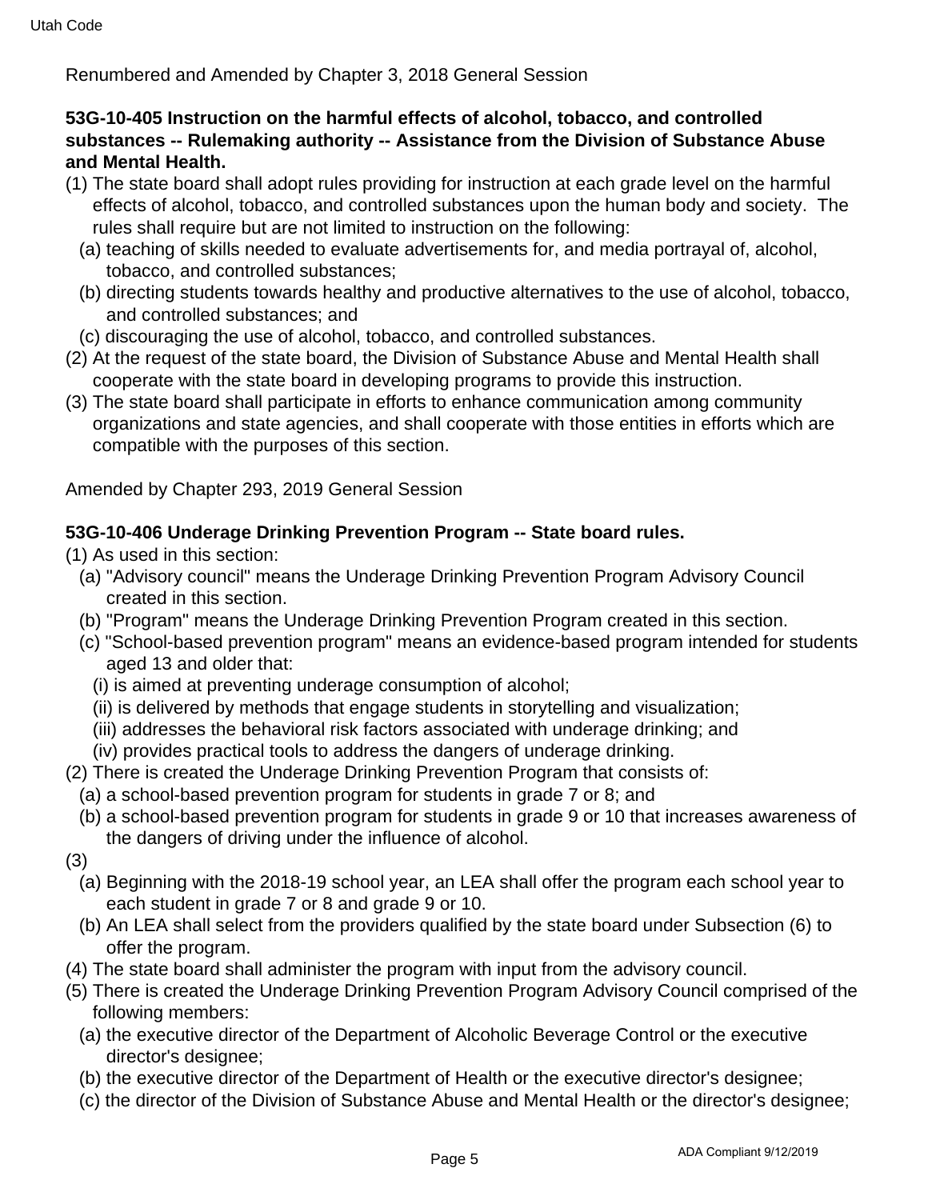Renumbered and Amended by Chapter 3, 2018 General Session

**53G-10-405 Instruction on the harmful effects of alcohol, tobacco, and controlled substances -- Rulemaking authority -- Assistance from the Division of Substance Abuse and Mental Health.**

(1) The state board shall adopt rules providing for instruction at each grade level on the harmful effects of alcohol, tobacco, and controlled substances upon the human body and society. The rules shall require but are not limited to instruction on the following:
  (a) teaching of skills needed to evaluate advertisements for, and media portrayal of, alcohol, tobacco, and controlled substances;
  (b) directing students towards healthy and productive alternatives to the use of alcohol, tobacco, and controlled substances; and
  (c) discouraging the use of alcohol, tobacco, and controlled substances.

(2) At the request of the state board, the Division of Substance Abuse and Mental Health shall cooperate with the state board in developing programs to provide this instruction.

(3) The state board shall participate in efforts to enhance communication among community organizations and state agencies, and shall cooperate with those entities in efforts which are compatible with the purposes of this section.

Amended by Chapter 293, 2019 General Session

**53G-10-406 Underage Drinking Prevention Program -- State board rules.**

(1) As used in this section:
  (a) "Advisory council" means the Underage Drinking Prevention Program Advisory Council created in this section.
  (b) "Program" means the Underage Drinking Prevention Program created in this section.
  (c) "School-based prevention program" means an evidence-based program intended for students aged 13 and older that:
    (i) is aimed at preventing underage consumption of alcohol;
    (ii) is delivered by methods that engage students in storytelling and visualization;
    (iii) addresses the behavioral risk factors associated with underage drinking; and
    (iv) provides practical tools to address the dangers of underage drinking.

(2) There is created the Underage Drinking Prevention Program that consists of:
  (a) a school-based prevention program for students in grade 7 or 8; and
  (b) a school-based prevention program for students in grade 9 or 10 that increases awareness of the dangers of driving under the influence of alcohol.

(3)
  (a) Beginning with the 2018-19 school year, an LEA shall offer the program each school year to each student in grade 7 or 8 and grade 9 or 10.
  (b) An LEA shall select from the providers qualified by the state board under Subsection (6) to offer the program.

(4) The state board shall administer the program with input from the advisory council.

(5) There is created the Underage Drinking Prevention Program Advisory Council comprised of the following members:
  (a) the executive director of the Department of Alcoholic Beverage Control or the executive director's designee;
  (b) the executive director of the Department of Health or the executive director's designee;
  (c) the director of the Division of Substance Abuse and Mental Health or the director's designee;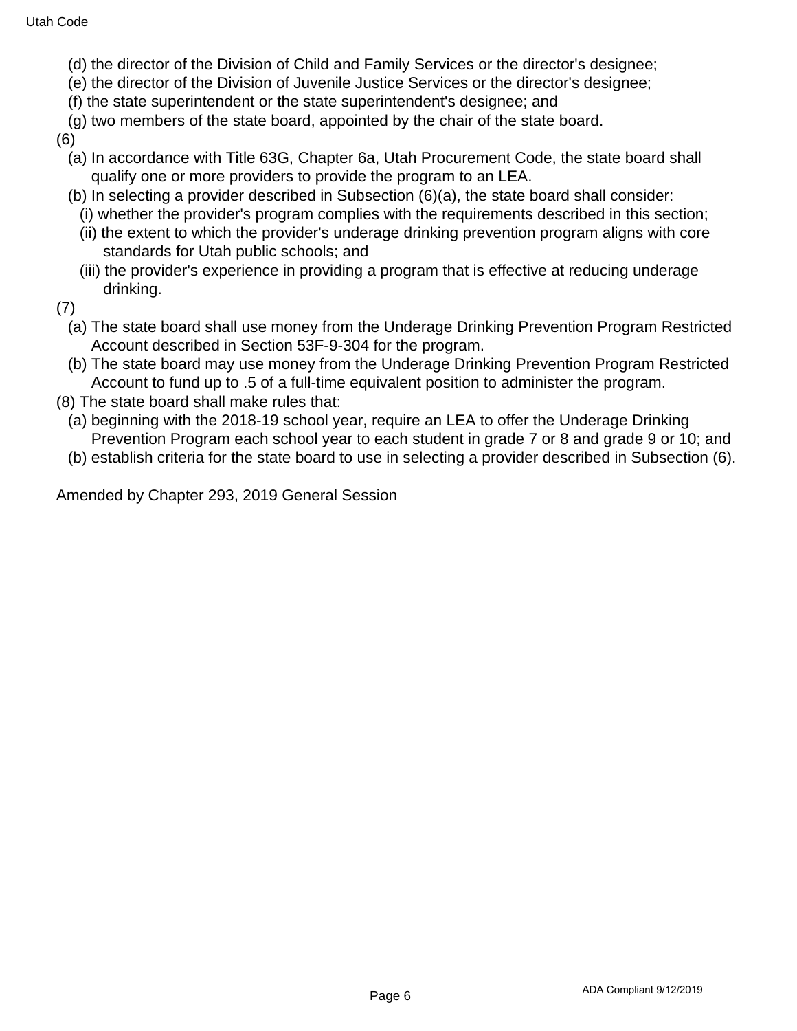(d) the director of the Division of Child and Family Services or the director's designee;

(e) the director of the Division of Juvenile Justice Services or the director's designee;

(f) the state superintendent or the state superintendent's designee; and

(g) two members of the state board, appointed by the chair of the state board.

(6)

(a) In accordance with Title 63G, Chapter 6a, Utah Procurement Code, the state board shall qualify one or more providers to provide the program to an LEA.

(b) In selecting a provider described in Subsection (6)(a), the state board shall consider:

(i) whether the provider's program complies with the requirements described in this section;

(ii) the extent to which the provider's underage drinking prevention program aligns with core standards for Utah public schools; and

(iii) the provider's experience in providing a program that is effective at reducing underage drinking.

(7)

(a) The state board shall use money from the Underage Drinking Prevention Program Restricted Account described in Section 53F-9-304 for the program.

(b) The state board may use money from the Underage Drinking Prevention Program Restricted Account to fund up to .5 of a full-time equivalent position to administer the program.

(8) The state board shall make rules that:

(a) beginning with the 2018-19 school year, require an LEA to offer the Underage Drinking Prevention Program each school year to each student in grade 7 or 8 and grade 9 or 10; and

(b) establish criteria for the state board to use in selecting a provider described in Subsection (6).

Amended by Chapter 293, 2019 General Session